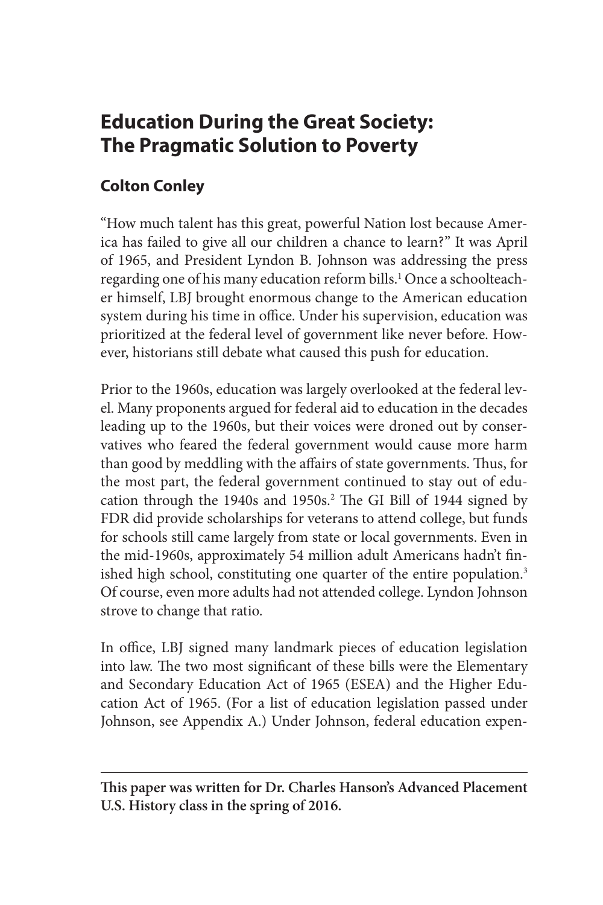# Education During the Great Society: The Pragmatic Solution to Poverty

## Colton Conley

"How much talent has this great, powerful Nation lost because America has failed to give all our children a chance to learn?" It was April of 1965, and President Lyndon B. Johnson was addressing the press regarding one of his many education reform bills.[1] Once a schoolteacher himself, LBJ brought enormous change to the American education system during his time in office. Under his supervision, education was prioritized at the federal level of government like never before. However, historians still debate what caused this push for education.

Prior to the 1960s, education was largely overlooked at the federal level. Many proponents argued for federal aid to education in the decades leading up to the 1960s, but their voices were droned out by conservatives who feared the federal government would cause more harm than good by meddling with the affairs of state governments. Thus, for the most part, the federal government continued to stay out of education through the 1940s and 1950s.[2] The GI Bill of 1944 signed by FDR did provide scholarships for veterans to attend college, but funds for schools still came largely from state or local governments. Even in the mid-1960s, approximately 54 million adult Americans hadn't finished high school, constituting one quarter of the entire population.[3] Of course, even more adults had not attended college. Lyndon Johnson strove to change that ratio.

In office, LBJ signed many landmark pieces of education legislation into law. The two most significant of these bills were the Elementary and Secondary Education Act of 1965 (ESEA) and the Higher Education Act of 1965. (For a list of education legislation passed under Johnson, see Appendix A.) Under Johnson, federal education expen-

---

**This paper was written for Dr. Charles Hanson's Advanced Placement U.S. History class in the spring of 2016.**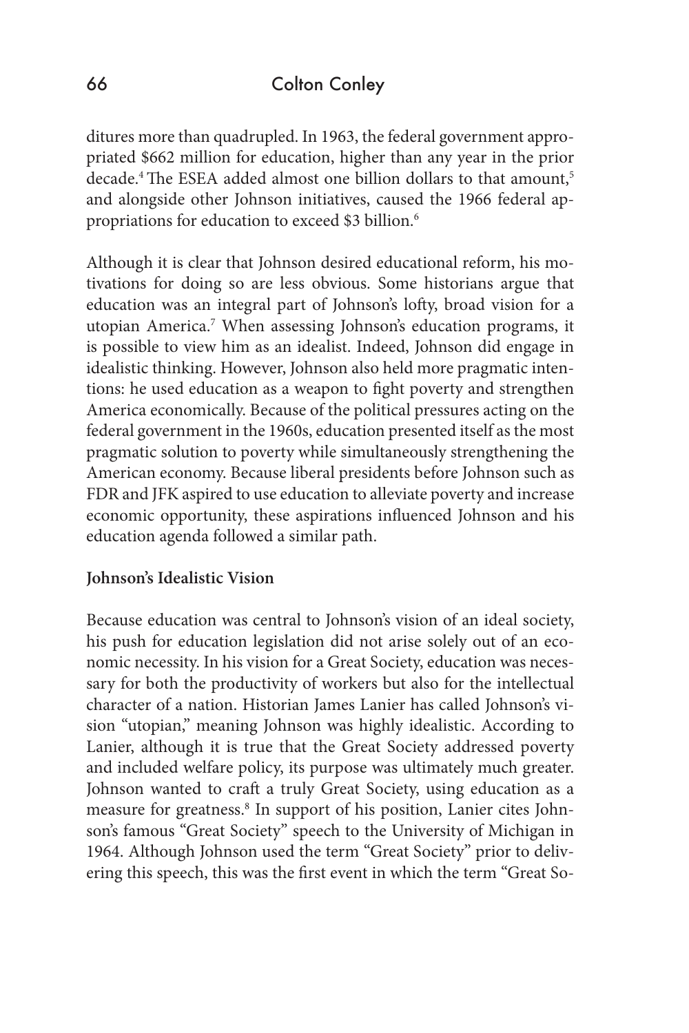ditures more than quadrupled. In 1963, the federal government appropriated $662 million for education, higher than any year in the prior decade.[4] The ESEA added almost one billion dollars to that amount,[5] and alongside other Johnson initiatives, caused the 1966 federal appropriations for education to exceed $3 billion.[6]

Although it is clear that Johnson desired educational reform, his motivations for doing so are less obvious. Some historians argue that education was an integral part of Johnson's lofty, broad vision for a utopian America.[7] When assessing Johnson's education programs, it is possible to view him as an idealist. Indeed, Johnson did engage in idealistic thinking. However, Johnson also held more pragmatic intentions: he used education as a weapon to fight poverty and strengthen America economically. Because of the political pressures acting on the federal government in the 1960s, education presented itself as the most pragmatic solution to poverty while simultaneously strengthening the American economy. Because liberal presidents before Johnson such as FDR and JFK aspired to use education to alleviate poverty and increase economic opportunity, these aspirations influenced Johnson and his education agenda followed a similar path.

**Johnson's Idealistic Vision**

Because education was central to Johnson's vision of an ideal society, his push for education legislation did not arise solely out of an economic necessity. In his vision for a Great Society, education was necessary for both the productivity of workers but also for the intellectual character of a nation. Historian James Lanier has called Johnson's vision "utopian," meaning Johnson was highly idealistic. According to Lanier, although it is true that the Great Society addressed poverty and included welfare policy, its purpose was ultimately much greater. Johnson wanted to craft a truly Great Society, using education as a measure for greatness.[8] In support of his position, Lanier cites Johnson's famous "Great Society" speech to the University of Michigan in 1964. Although Johnson used the term "Great Society" prior to delivering this speech, this was the first event in which the term "Great So-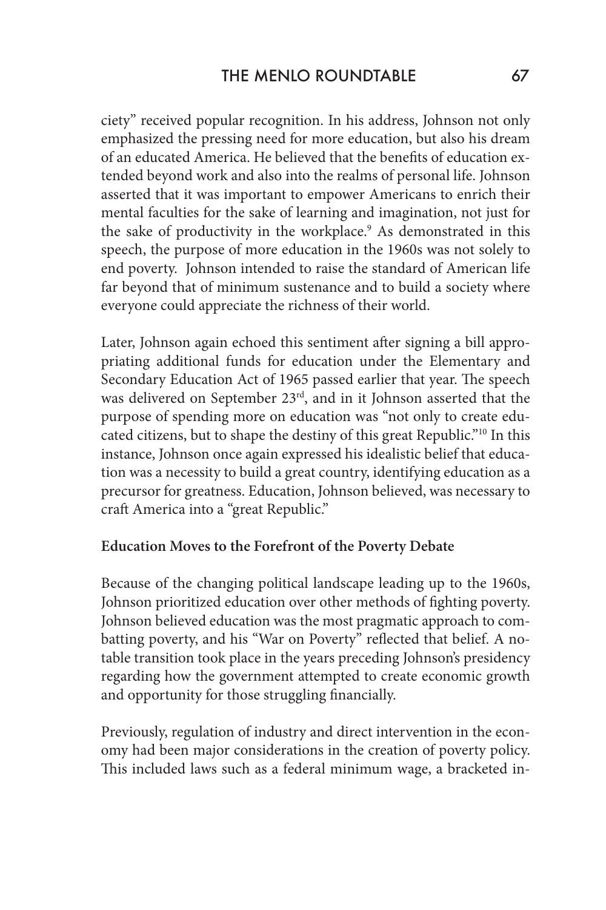ciety" received popular recognition. In his address, Johnson not only emphasized the pressing need for more education, but also his dream of an educated America. He believed that the benefits of education extended beyond work and also into the realms of personal life. Johnson asserted that it was important to empower Americans to enrich their mental faculties for the sake of learning and imagination, not just for the sake of productivity in the workplace.[9] As demonstrated in this speech, the purpose of more education in the 1960s was not solely to end poverty. Johnson intended to raise the standard of American life far beyond that of minimum sustenance and to build a society where everyone could appreciate the richness of their world.

Later, Johnson again echoed this sentiment after signing a bill appropriating additional funds for education under the Elementary and Secondary Education Act of 1965 passed earlier that year. The speech was delivered on September 23rd, and in it Johnson asserted that the purpose of spending more on education was "not only to create educated citizens, but to shape the destiny of this great Republic."[10] In this instance, Johnson once again expressed his idealistic belief that education was a necessity to build a great country, identifying education as a precursor for greatness. Education, Johnson believed, was necessary to craft America into a "great Republic."

**Education Moves to the Forefront of the Poverty Debate**

Because of the changing political landscape leading up to the 1960s, Johnson prioritized education over other methods of fighting poverty. Johnson believed education was the most pragmatic approach to combatting poverty, and his "War on Poverty" reflected that belief. A notable transition took place in the years preceding Johnson's presidency regarding how the government attempted to create economic growth and opportunity for those struggling financially.

Previously, regulation of industry and direct intervention in the economy had been major considerations in the creation of poverty policy. This included laws such as a federal minimum wage, a bracketed in-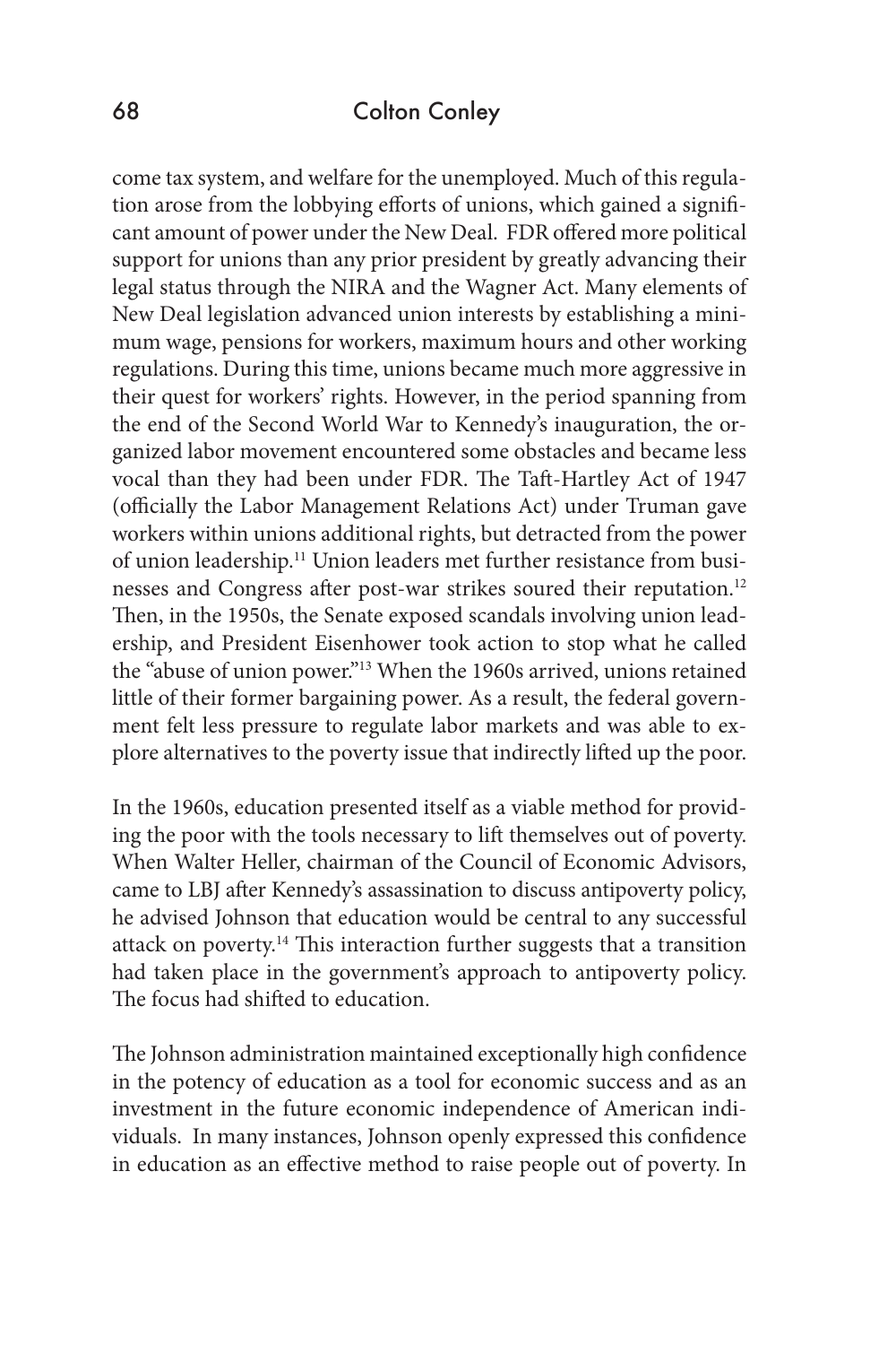come tax system, and welfare for the unemployed. Much of this regulation arose from the lobbying efforts of unions, which gained a significant amount of power under the New Deal. FDR offered more political support for unions than any prior president by greatly advancing their legal status through the NIRA and the Wagner Act. Many elements of New Deal legislation advanced union interests by establishing a minimum wage, pensions for workers, maximum hours and other working regulations. During this time, unions became much more aggressive in their quest for workers' rights. However, in the period spanning from the end of the Second World War to Kennedy's inauguration, the organized labor movement encountered some obstacles and became less vocal than they had been under FDR. The Taft-Hartley Act of 1947 (officially the Labor Management Relations Act) under Truman gave workers within unions additional rights, but detracted from the power of union leadership.[11] Union leaders met further resistance from businesses and Congress after post-war strikes soured their reputation.[12] Then, in the 1950s, the Senate exposed scandals involving union leadership, and President Eisenhower took action to stop what he called the "abuse of union power."[13] When the 1960s arrived, unions retained little of their former bargaining power. As a result, the federal government felt less pressure to regulate labor markets and was able to explore alternatives to the poverty issue that indirectly lifted up the poor.

In the 1960s, education presented itself as a viable method for providing the poor with the tools necessary to lift themselves out of poverty. When Walter Heller, chairman of the Council of Economic Advisors, came to LBJ after Kennedy's assassination to discuss antipoverty policy, he advised Johnson that education would be central to any successful attack on poverty.[14] This interaction further suggests that a transition had taken place in the government's approach to antipoverty policy. The focus had shifted to education.

The Johnson administration maintained exceptionally high confidence in the potency of education as a tool for economic success and as an investment in the future economic independence of American individuals. In many instances, Johnson openly expressed this confidence in education as an effective method to raise people out of poverty. In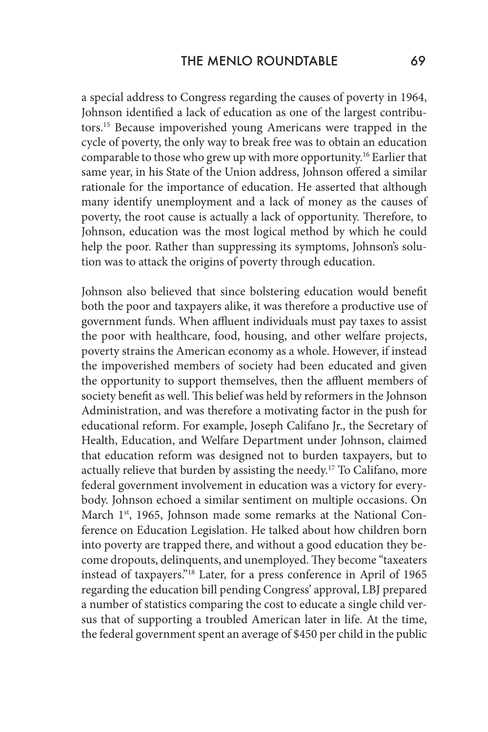a special address to Congress regarding the causes of poverty in 1964, Johnson identified a lack of education as one of the largest contributors.[15] Because impoverished young Americans were trapped in the cycle of poverty, the only way to break free was to obtain an education comparable to those who grew up with more opportunity.[16] Earlier that same year, in his State of the Union address, Johnson offered a similar rationale for the importance of education. He asserted that although many identify unemployment and a lack of money as the causes of poverty, the root cause is actually a lack of opportunity. Therefore, to Johnson, education was the most logical method by which he could help the poor. Rather than suppressing its symptoms, Johnson's solution was to attack the origins of poverty through education.

Johnson also believed that since bolstering education would benefit both the poor and taxpayers alike, it was therefore a productive use of government funds. When affluent individuals must pay taxes to assist the poor with healthcare, food, housing, and other welfare projects, poverty strains the American economy as a whole. However, if instead the impoverished members of society had been educated and given the opportunity to support themselves, then the affluent members of society benefit as well. This belief was held by reformers in the Johnson Administration, and was therefore a motivating factor in the push for educational reform. For example, Joseph Califano Jr., the Secretary of Health, Education, and Welfare Department under Johnson, claimed that education reform was designed not to burden taxpayers, but to actually relieve that burden by assisting the needy.[17] To Califano, more federal government involvement in education was a victory for everybody. Johnson echoed a similar sentiment on multiple occasions. On March 1st, 1965, Johnson made some remarks at the National Conference on Education Legislation. He talked about how children born into poverty are trapped there, and without a good education they become dropouts, delinquents, and unemployed. They become "taxeaters instead of taxpayers."[18] Later, for a press conference in April of 1965 regarding the education bill pending Congress' approval, LBJ prepared a number of statistics comparing the cost to educate a single child versus that of supporting a troubled American later in life. At the time, the federal government spent an average of $450 per child in the public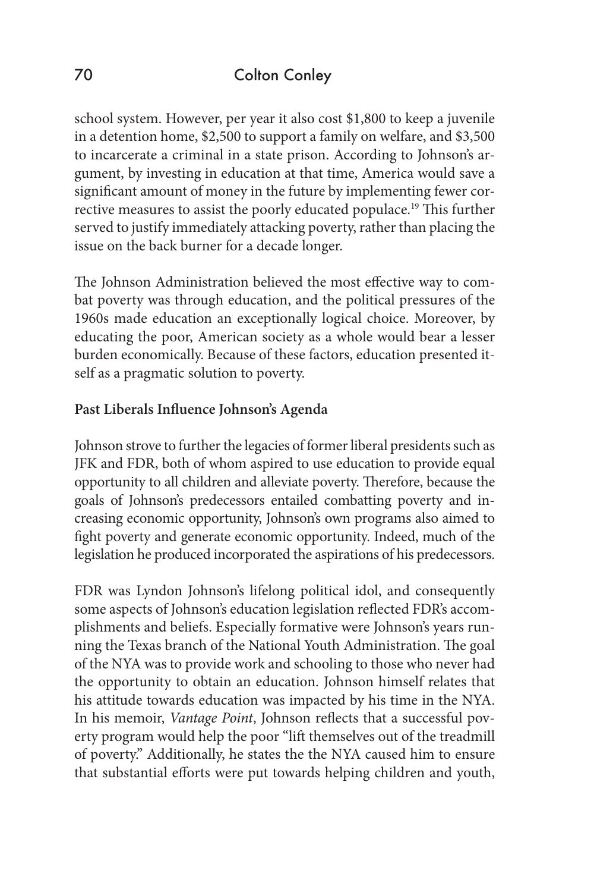school system. However, per year it also cost $1,800 to keep a juvenile in a detention home, $2,500 to support a family on welfare, and $3,500 to incarcerate a criminal in a state prison. According to Johnson's argument, by investing in education at that time, America would save a significant amount of money in the future by implementing fewer corrective measures to assist the poorly educated populace.[19] This further served to justify immediately attacking poverty, rather than placing the issue on the back burner for a decade longer.

The Johnson Administration believed the most effective way to combat poverty was through education, and the political pressures of the 1960s made education an exceptionally logical choice. Moreover, by educating the poor, American society as a whole would bear a lesser burden economically. Because of these factors, education presented itself as a pragmatic solution to poverty.

**Past Liberals Influence Johnson's Agenda**

Johnson strove to further the legacies of former liberal presidents such as JFK and FDR, both of whom aspired to use education to provide equal opportunity to all children and alleviate poverty. Therefore, because the goals of Johnson's predecessors entailed combatting poverty and increasing economic opportunity, Johnson's own programs also aimed to fight poverty and generate economic opportunity. Indeed, much of the legislation he produced incorporated the aspirations of his predecessors.

FDR was Lyndon Johnson's lifelong political idol, and consequently some aspects of Johnson's education legislation reflected FDR's accomplishments and beliefs. Especially formative were Johnson's years running the Texas branch of the National Youth Administration. The goal of the NYA was to provide work and schooling to those who never had the opportunity to obtain an education. Johnson himself relates that his attitude towards education was impacted by his time in the NYA. In his memoir, *Vantage Point*, Johnson reflects that a successful poverty program would help the poor "lift themselves out of the treadmill of poverty." Additionally, he states the the NYA caused him to ensure that substantial efforts were put towards helping children and youth,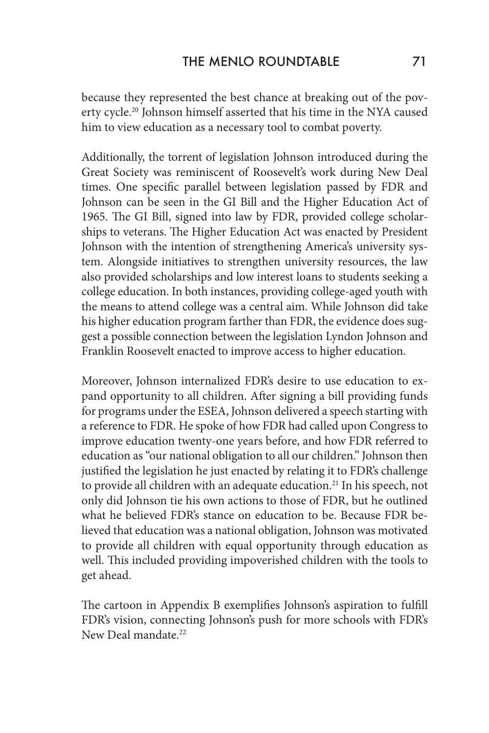because they represented the best chance at breaking out of the poverty cycle.[20] Johnson himself asserted that his time in the NYA caused him to view education as a necessary tool to combat poverty.

Additionally, the torrent of legislation Johnson introduced during the Great Society was reminiscent of Roosevelt's work during New Deal times. One specific parallel between legislation passed by FDR and Johnson can be seen in the GI Bill and the Higher Education Act of 1965. The GI Bill, signed into law by FDR, provided college scholarships to veterans. The Higher Education Act was enacted by President Johnson with the intention of strengthening America's university system. Alongside initiatives to strengthen university resources, the law also provided scholarships and low interest loans to students seeking a college education. In both instances, providing college-aged youth with the means to attend college was a central aim. While Johnson did take his higher education program farther than FDR, the evidence does suggest a possible connection between the legislation Lyndon Johnson and Franklin Roosevelt enacted to improve access to higher education.

Moreover, Johnson internalized FDR's desire to use education to expand opportunity to all children. After signing a bill providing funds for programs under the ESEA, Johnson delivered a speech starting with a reference to FDR. He spoke of how FDR had called upon Congress to improve education twenty-one years before, and how FDR referred to education as "our national obligation to all our children." Johnson then justified the legislation he just enacted by relating it to FDR's challenge to provide all children with an adequate education.[21] In his speech, not only did Johnson tie his own actions to those of FDR, but he outlined what he believed FDR's stance on education to be. Because FDR believed that education was a national obligation, Johnson was motivated to provide all children with equal opportunity through education as well. This included providing impoverished children with the tools to get ahead.

The cartoon in Appendix B exemplifies Johnson's aspiration to fulfill FDR's vision, connecting Johnson's push for more schools with FDR's New Deal mandate.[22]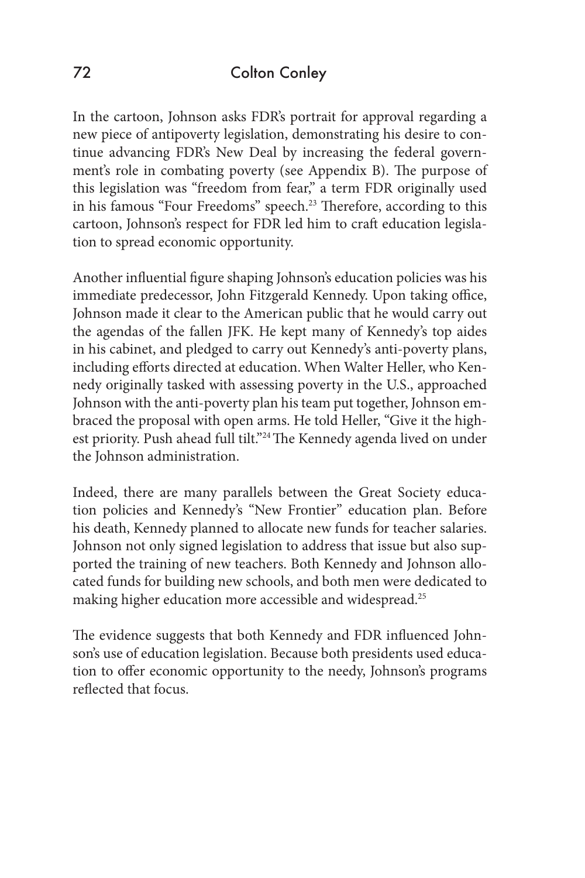In the cartoon, Johnson asks FDR's portrait for approval regarding a new piece of antipoverty legislation, demonstrating his desire to continue advancing FDR's New Deal by increasing the federal government's role in combating poverty (see Appendix B). The purpose of this legislation was "freedom from fear," a term FDR originally used in his famous "Four Freedoms" speech.[23] Therefore, according to this cartoon, Johnson's respect for FDR led him to craft education legislation to spread economic opportunity.

Another influential figure shaping Johnson's education policies was his immediate predecessor, John Fitzgerald Kennedy. Upon taking office, Johnson made it clear to the American public that he would carry out the agendas of the fallen JFK. He kept many of Kennedy's top aides in his cabinet, and pledged to carry out Kennedy's anti-poverty plans, including efforts directed at education. When Walter Heller, who Kennedy originally tasked with assessing poverty in the U.S., approached Johnson with the anti-poverty plan his team put together, Johnson embraced the proposal with open arms. He told Heller, "Give it the highest priority. Push ahead full tilt."[24] The Kennedy agenda lived on under the Johnson administration.

Indeed, there are many parallels between the Great Society education policies and Kennedy's "New Frontier" education plan. Before his death, Kennedy planned to allocate new funds for teacher salaries. Johnson not only signed legislation to address that issue but also supported the training of new teachers. Both Kennedy and Johnson allocated funds for building new schools, and both men were dedicated to making higher education more accessible and widespread.[25]

The evidence suggests that both Kennedy and FDR influenced Johnson's use of education legislation. Because both presidents used education to offer economic opportunity to the needy, Johnson's programs reflected that focus.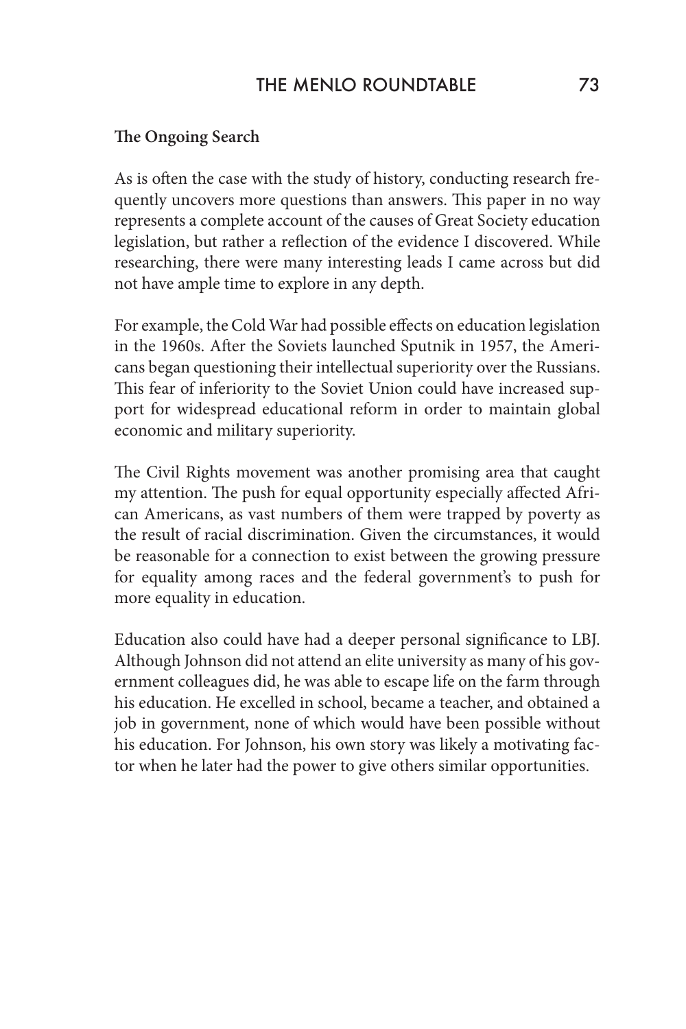**The Ongoing Search**

As is often the case with the study of history, conducting research frequently uncovers more questions than answers. This paper in no way represents a complete account of the causes of Great Society education legislation, but rather a reflection of the evidence I discovered. While researching, there were many interesting leads I came across but did not have ample time to explore in any depth.

For example, the Cold War had possible effects on education legislation in the 1960s. After the Soviets launched Sputnik in 1957, the Americans began questioning their intellectual superiority over the Russians. This fear of inferiority to the Soviet Union could have increased support for widespread educational reform in order to maintain global economic and military superiority.

The Civil Rights movement was another promising area that caught my attention. The push for equal opportunity especially affected African Americans, as vast numbers of them were trapped by poverty as the result of racial discrimination. Given the circumstances, it would be reasonable for a connection to exist between the growing pressure for equality among races and the federal government's to push for more equality in education.

Education also could have had a deeper personal significance to LBJ. Although Johnson did not attend an elite university as many of his government colleagues did, he was able to escape life on the farm through his education. He excelled in school, became a teacher, and obtained a job in government, none of which would have been possible without his education. For Johnson, his own story was likely a motivating factor when he later had the power to give others similar opportunities.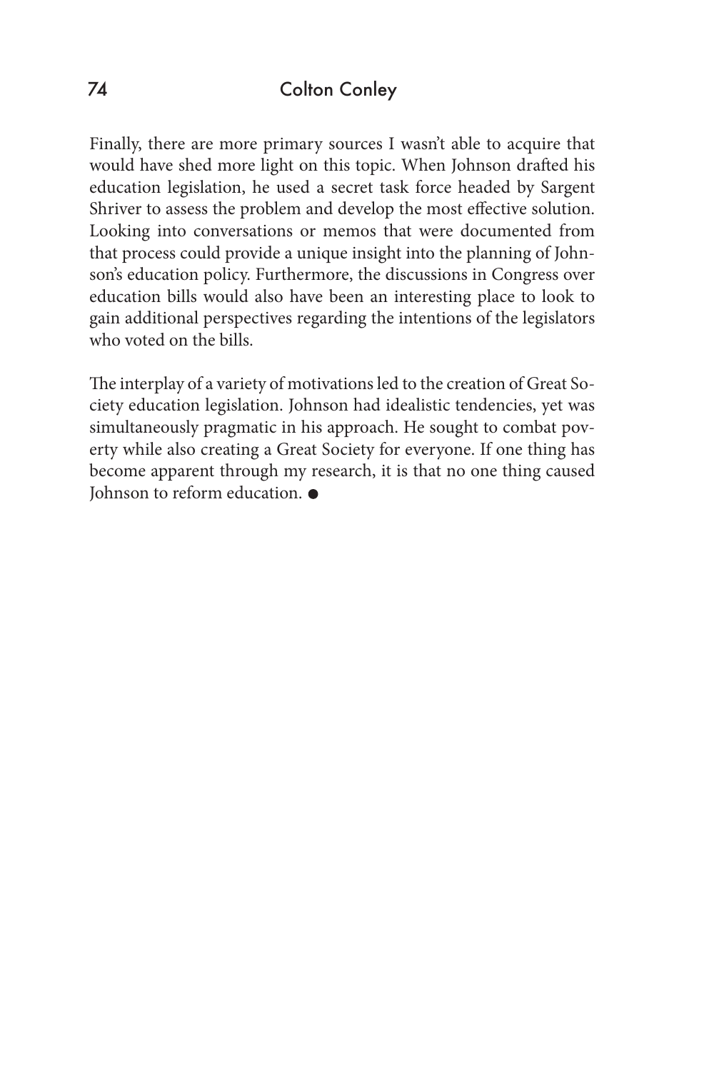Finally, there are more primary sources I wasn't able to acquire that would have shed more light on this topic. When Johnson drafted his education legislation, he used a secret task force headed by Sargent Shriver to assess the problem and develop the most effective solution. Looking into conversations or memos that were documented from that process could provide a unique insight into the planning of Johnson's education policy. Furthermore, the discussions in Congress over education bills would also have been an interesting place to look to gain additional perspectives regarding the intentions of the legislators who voted on the bills.

The interplay of a variety of motivations led to the creation of Great Society education legislation. Johnson had idealistic tendencies, yet was simultaneously pragmatic in his approach. He sought to combat poverty while also creating a Great Society for everyone. If one thing has become apparent through my research, it is that no one thing caused Johnson to reform education. ●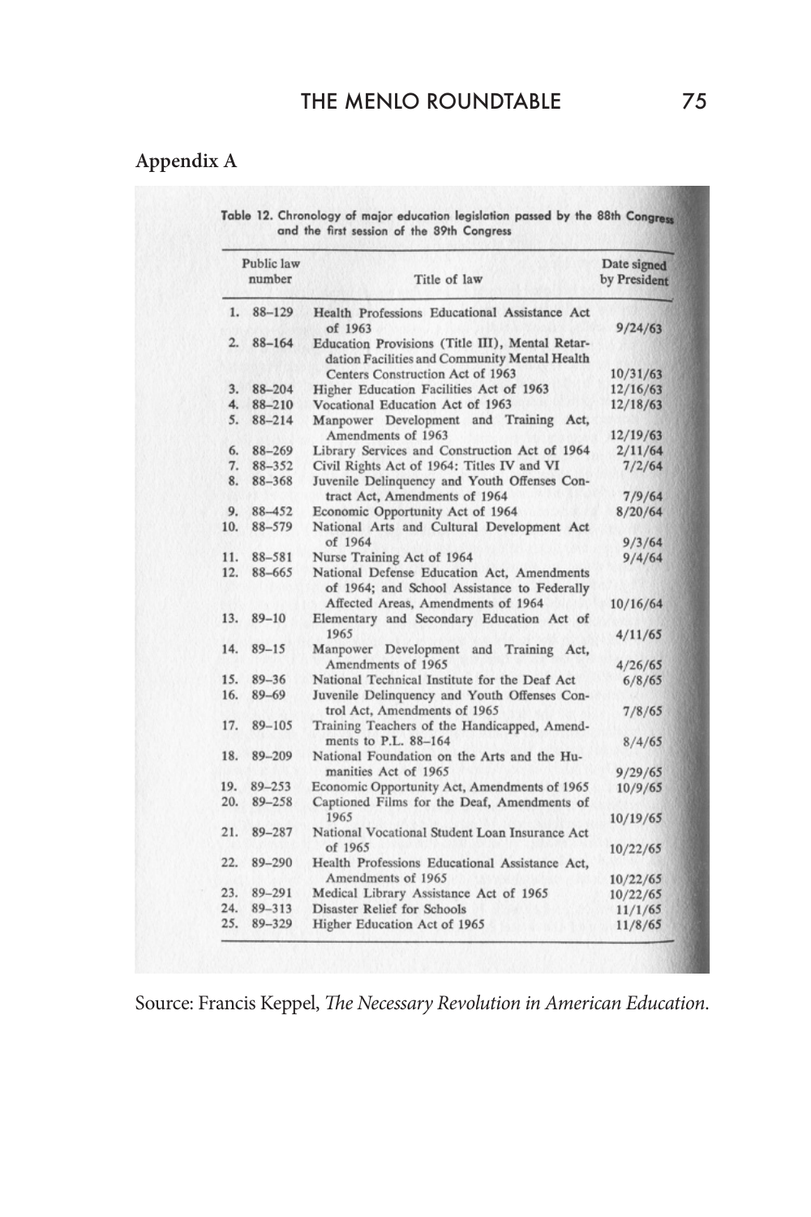## Appendix A

Table 12. Chronology of major education legislation passed by the 88th Congress and the first session of the 89th Congress

| | Public law number | Title of law | Date signed by President |
|---|---|---|---|
| 1. | 88–129 | Health Professions Educational Assistance Act of 1963 | 9/24/63 |
| 2. | 88–164 | Education Provisions (Title III), Mental Retardation Facilities and Community Mental Health Centers Construction Act of 1963 | 10/31/63 |
| 3. | 88–204 | Higher Education Facilities Act of 1963 | 12/16/63 |
| 4. | 88–210 | Vocational Education Act of 1963 | 12/18/63 |
| 5. | 88–214 | Manpower Development and Training Act, Amendments of 1963 | 12/19/63 |
| 6. | 88–269 | Library Services and Construction Act of 1964 | 2/11/64 |
| 7. | 88–352 | Civil Rights Act of 1964: Titles IV and VI | 7/2/64 |
| 8. | 88–368 | Juvenile Delinquency and Youth Offenses Contract Act, Amendments of 1964 | 7/9/64 |
| 9. | 88–452 | Economic Opportunity Act of 1964 | 8/20/64 |
| 10. | 88–579 | National Arts and Cultural Development Act of 1964 | 9/3/64 |
| 11. | 88–581 | Nurse Training Act of 1964 | 9/4/64 |
| 12. | 88–665 | National Defense Education Act, Amendments of 1964; and School Assistance to Federally Affected Areas, Amendments of 1964 | 10/16/64 |
| 13. | 89–10 | Elementary and Secondary Education Act of 1965 | 4/11/65 |
| 14. | 89–15 | Manpower Development and Training Act, Amendments of 1965 | 4/26/65 |
| 15. | 89–36 | National Technical Institute for the Deaf Act | 6/8/65 |
| 16. | 89–69 | Juvenile Delinquency and Youth Offenses Control Act, Amendments of 1965 | 7/8/65 |
| 17. | 89–105 | Training Teachers of the Handicapped, Amendments to P.L. 88–164 | 8/4/65 |
| 18. | 89–209 | National Foundation on the Arts and the Humanities Act of 1965 | 9/29/65 |
| 19. | 89–253 | Economic Opportunity Act, Amendments of 1965 | 10/9/65 |
| 20. | 89–258 | Captioned Films for the Deaf, Amendments of 1965 | 10/19/65 |
| 21. | 89–287 | National Vocational Student Loan Insurance Act of 1965 | 10/22/65 |
| 22. | 89–290 | Health Professions Educational Assistance Act, Amendments of 1965 | 10/22/65 |
| 23. | 89–291 | Medical Library Assistance Act of 1965 | 10/22/65 |
| 24. | 89–313 | Disaster Relief for Schools | 11/1/65 |
| 25. | 89–329 | Higher Education Act of 1965 | 11/8/65 |

Source: Francis Keppel, *The Necessary Revolution in American Education*.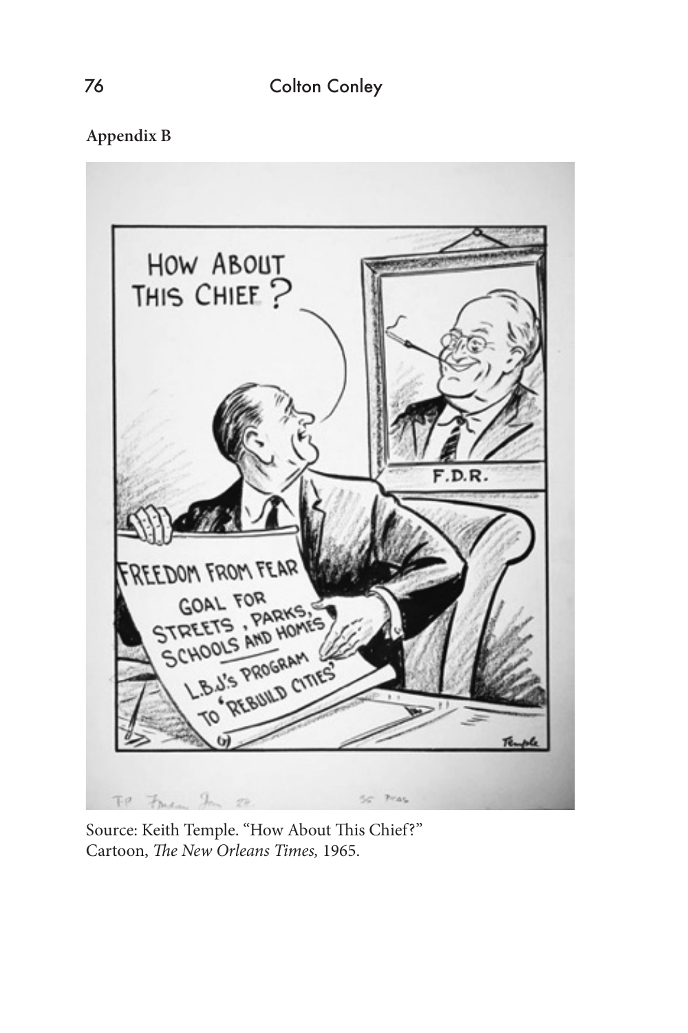**Appendix B**

Source: Keith Temple. "How About This Chief?" Cartoon, *The New Orleans Times,* 1965.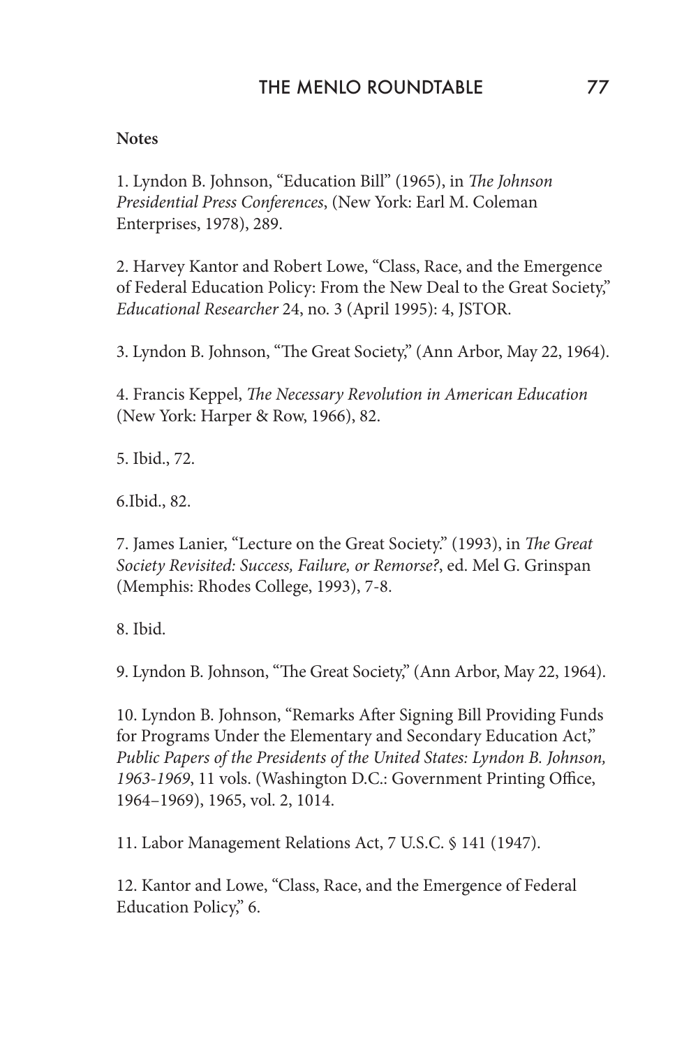**Notes**

1. Lyndon B. Johnson, "Education Bill" (1965), in *The Johnson Presidential Press Conferences*, (New York: Earl M. Coleman Enterprises, 1978), 289.

2. Harvey Kantor and Robert Lowe, "Class, Race, and the Emergence of Federal Education Policy: From the New Deal to the Great Society," *Educational Researcher* 24, no. 3 (April 1995): 4, JSTOR.

3. Lyndon B. Johnson, "The Great Society," (Ann Arbor, May 22, 1964).

4. Francis Keppel, *The Necessary Revolution in American Education* (New York: Harper & Row, 1966), 82.

5. Ibid., 72.

6.Ibid., 82.

7. James Lanier, "Lecture on the Great Society." (1993), in *The Great Society Revisited: Success, Failure, or Remorse?*, ed. Mel G. Grinspan (Memphis: Rhodes College, 1993), 7-8.

8. Ibid.

9. Lyndon B. Johnson, "The Great Society," (Ann Arbor, May 22, 1964).

10. Lyndon B. Johnson, "Remarks After Signing Bill Providing Funds for Programs Under the Elementary and Secondary Education Act," *Public Papers of the Presidents of the United States: Lyndon B. Johnson, 1963-1969*, 11 vols. (Washington D.C.: Government Printing Office, 1964–1969), 1965, vol. 2, 1014.

11. Labor Management Relations Act, 7 U.S.C. § 141 (1947).

12. Kantor and Lowe, "Class, Race, and the Emergence of Federal Education Policy," 6.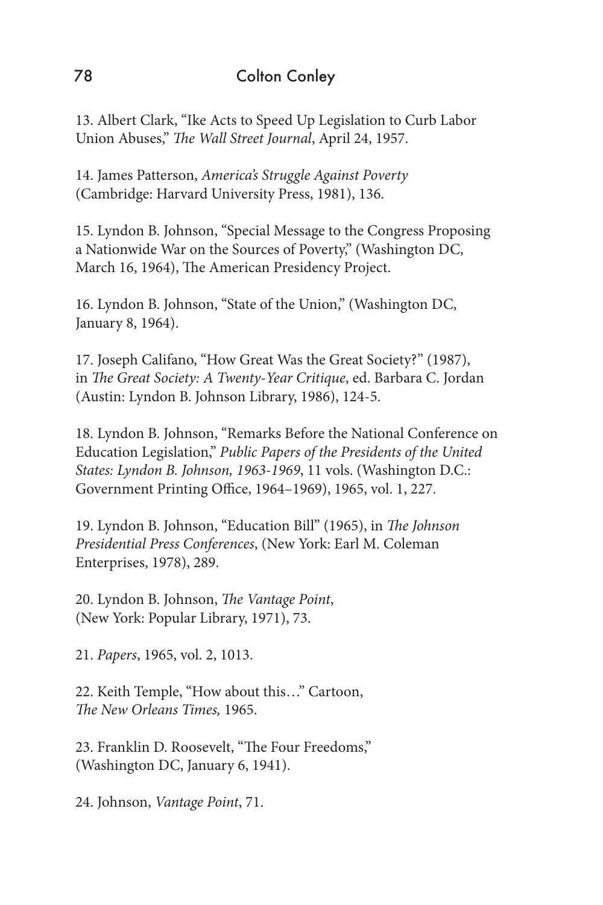13. Albert Clark, "Ike Acts to Speed Up Legislation to Curb Labor Union Abuses," *The Wall Street Journal*, April 24, 1957.

14. James Patterson, *America's Struggle Against Poverty* (Cambridge: Harvard University Press, 1981), 136.

15. Lyndon B. Johnson, "Special Message to the Congress Proposing a Nationwide War on the Sources of Poverty," (Washington DC, March 16, 1964), The American Presidency Project.

16. Lyndon B. Johnson, "State of the Union," (Washington DC, January 8, 1964).

17. Joseph Califano, "How Great Was the Great Society?" (1987), in *The Great Society: A Twenty-Year Critique*, ed. Barbara C. Jordan (Austin: Lyndon B. Johnson Library, 1986), 124-5.

18. Lyndon B. Johnson, "Remarks Before the National Conference on Education Legislation," *Public Papers of the Presidents of the United States: Lyndon B. Johnson, 1963-1969*, 11 vols. (Washington D.C.: Government Printing Office, 1964–1969), 1965, vol. 1, 227.

19. Lyndon B. Johnson, "Education Bill" (1965), in *The Johnson Presidential Press Conferences*, (New York: Earl M. Coleman Enterprises, 1978), 289.

20. Lyndon B. Johnson, *The Vantage Point*, (New York: Popular Library, 1971), 73.

21. *Papers*, 1965, vol. 2, 1013.

22. Keith Temple, "How about this…" Cartoon, *The New Orleans Times,* 1965.

23. Franklin D. Roosevelt, "The Four Freedoms," (Washington DC, January 6, 1941).

24. Johnson, *Vantage Point*, 71.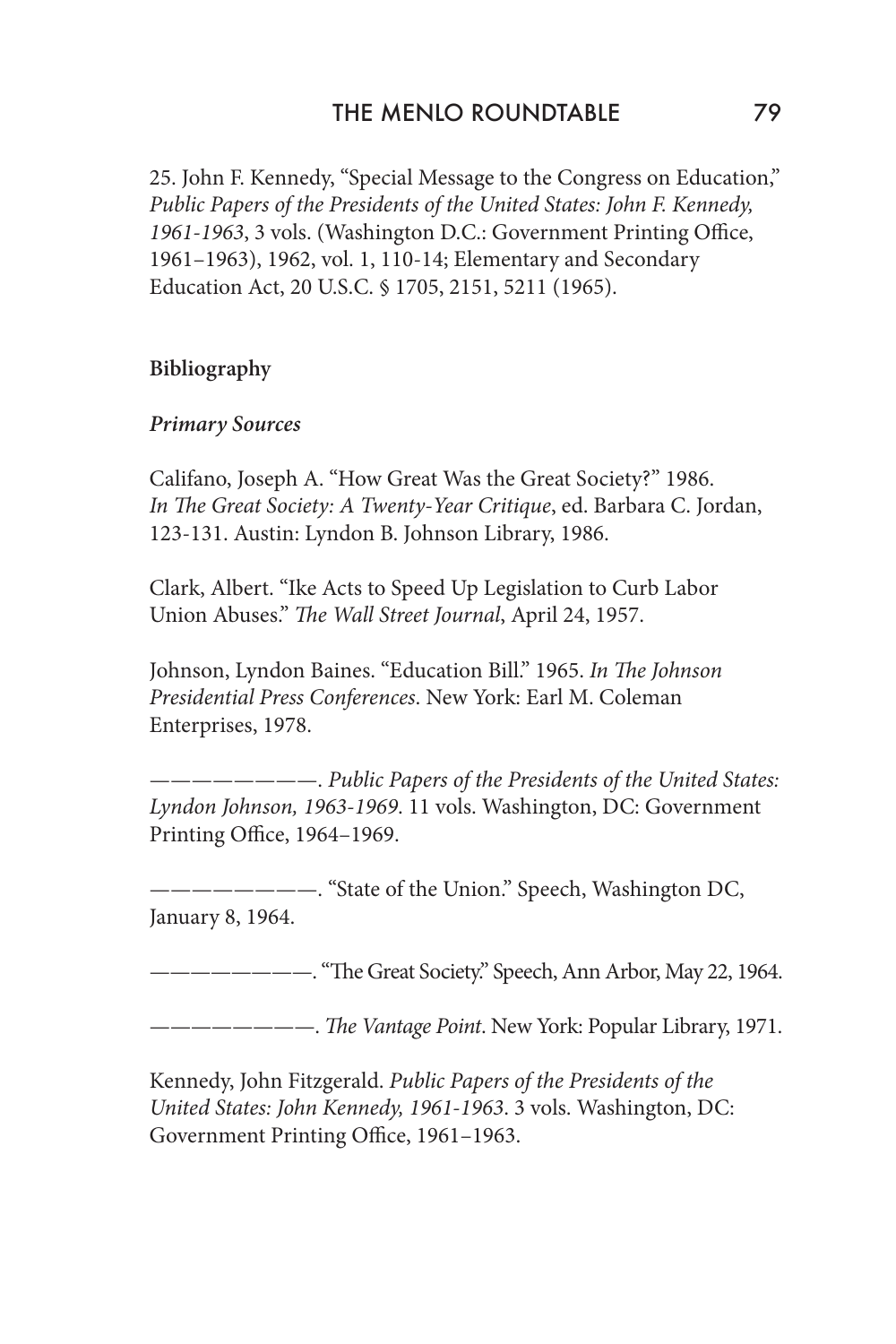25. John F. Kennedy, "Special Message to the Congress on Education," *Public Papers of the Presidents of the United States: John F. Kennedy, 1961-1963*, 3 vols. (Washington D.C.: Government Printing Office, 1961–1963), 1962, vol. 1, 110-14; Elementary and Secondary Education Act, 20 U.S.C. § 1705, 2151, 5211 (1965).

**Bibliography**

***Primary Sources***

Califano, Joseph A. "How Great Was the Great Society?" 1986. *In The Great Society: A Twenty-Year Critique*, ed. Barbara C. Jordan, 123-131. Austin: Lyndon B. Johnson Library, 1986.

Clark, Albert. "Ike Acts to Speed Up Legislation to Curb Labor Union Abuses." *The Wall Street Journal*, April 24, 1957.

Johnson, Lyndon Baines. "Education Bill." 1965. *In The Johnson Presidential Press Conferences*. New York: Earl M. Coleman Enterprises, 1978.

——————. *Public Papers of the Presidents of the United States: Lyndon Johnson, 1963-1969*. 11 vols. Washington, DC: Government Printing Office, 1964–1969.

——————. "State of the Union." Speech, Washington DC, January 8, 1964.

——————. "The Great Society." Speech, Ann Arbor, May 22, 1964.

——————. *The Vantage Point*. New York: Popular Library, 1971.

Kennedy, John Fitzgerald. *Public Papers of the Presidents of the United States: John Kennedy, 1961-1963*. 3 vols. Washington, DC: Government Printing Office, 1961–1963.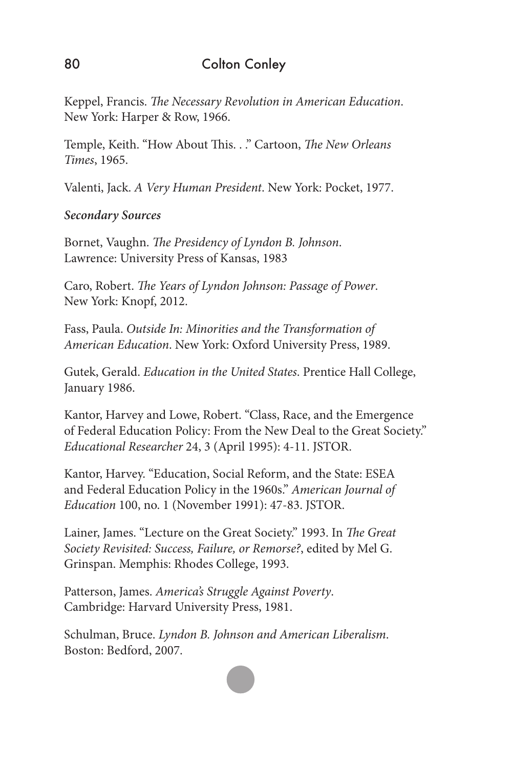Keppel, Francis. *The Necessary Revolution in American Education*. New York: Harper & Row, 1966.

Temple, Keith. "How About This. . ." Cartoon, *The New Orleans Times*, 1965.

Valenti, Jack. *A Very Human President*. New York: Pocket, 1977.

***Secondary Sources***

Bornet, Vaughn. *The Presidency of Lyndon B. Johnson*. Lawrence: University Press of Kansas, 1983

Caro, Robert. *The Years of Lyndon Johnson: Passage of Power*. New York: Knopf, 2012.

Fass, Paula. *Outside In: Minorities and the Transformation of American Education*. New York: Oxford University Press, 1989.

Gutek, Gerald. *Education in the United States*. Prentice Hall College, January 1986.

Kantor, Harvey and Lowe, Robert. "Class, Race, and the Emergence of Federal Education Policy: From the New Deal to the Great Society." *Educational Researcher* 24, 3 (April 1995): 4-11. JSTOR.

Kantor, Harvey. "Education, Social Reform, and the State: ESEA and Federal Education Policy in the 1960s." *American Journal of Education* 100, no. 1 (November 1991): 47-83. JSTOR.

Lainer, James. "Lecture on the Great Society." 1993. In *The Great Society Revisited: Success, Failure, or Remorse?*, edited by Mel G. Grinspan. Memphis: Rhodes College, 1993.

Patterson, James. *America's Struggle Against Poverty*. Cambridge: Harvard University Press, 1981.

Schulman, Bruce. *Lyndon B. Johnson and American Liberalism*. Boston: Bedford, 2007.